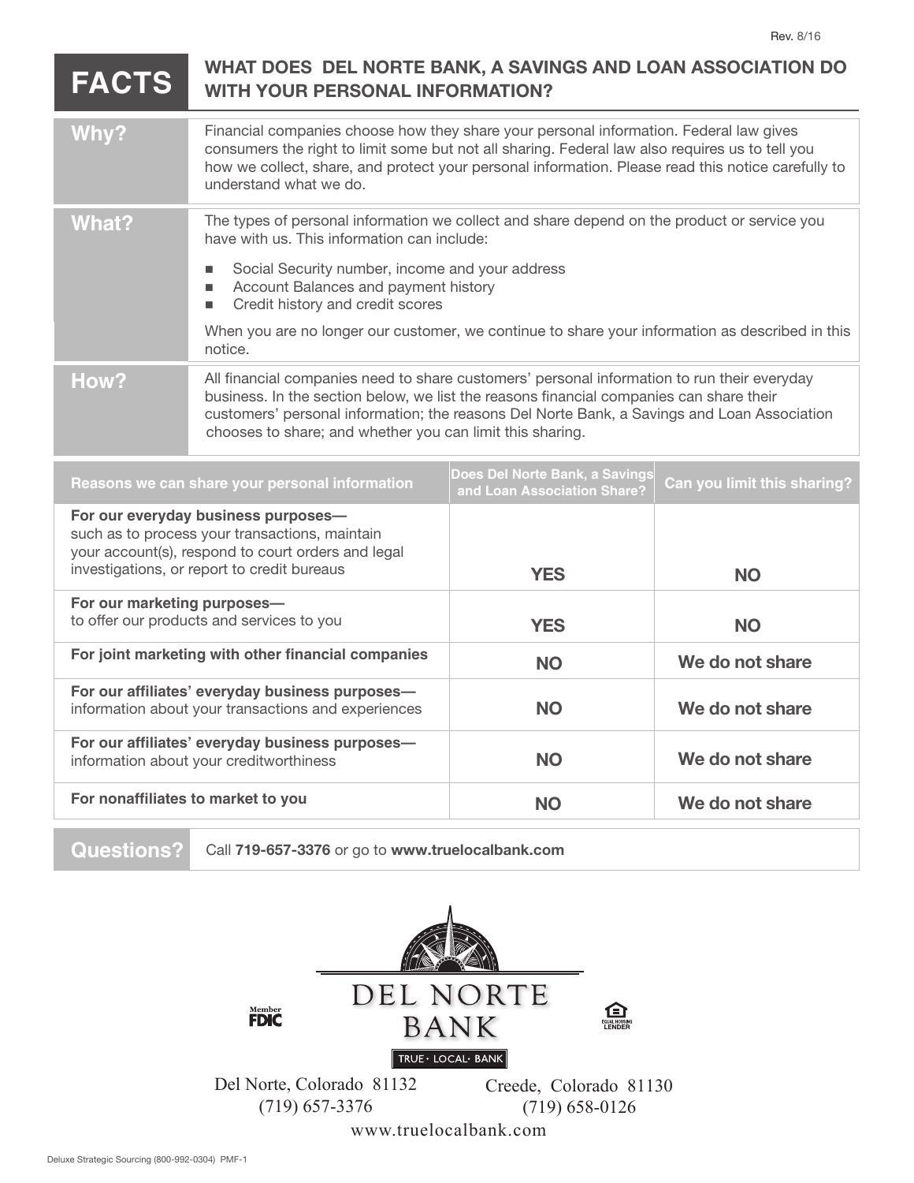Rev. 8/16

# FACTS — WHAT DOES DEL NORTE BANK, A SAVINGS AND LOAN ASSOCIATION DO WITH YOUR PERSONAL INFORMATION?

**Why?**

Financial companies choose how they share your personal information. Federal law gives consumers the right to limit some but not all sharing. Federal law also requires us to tell you how we collect, share, and protect your personal information. Please read this notice carefully to understand what we do.

**What?**

The types of personal information we collect and share depend on the product or service you have with us. This information can include:

- Social Security number, income and your address
- Account Balances and payment history
- Credit history and credit scores

When you are no longer our customer, we continue to share your information as described in this notice.

**How?**

All financial companies need to share customers' personal information to run their everyday business. In the section below, we list the reasons financial companies can share their customers' personal information; the reasons Del Norte Bank, a Savings and Loan Association chooses to share; and whether you can limit this sharing.

| Reasons we can share your personal information | Does Del Norte Bank, a Savings and Loan Association Share? | Can you limit this sharing? |
|---|---|---|
| **For our everyday business purposes—** such as to process your transactions, maintain your account(s), respond to court orders and legal investigations, or report to credit bureaus | YES | NO |
| **For our marketing purposes—** to offer our products and services to you | YES | NO |
| **For joint marketing with other financial companies** | NO | We do not share |
| **For our affiliates' everyday business purposes—** information about your transactions and experiences | NO | We do not share |
| **For our affiliates' everyday business purposes—** information about your creditworthiness | NO | We do not share |
| **For nonaffiliates to market to you** | NO | We do not share |

**Questions?** Call **719-657-3376** or go to **www.truelocalbank.com**

Member FDIC

DEL NORTE BANK

TRUE · LOCAL · BANK

Equal Housing Lender

Del Norte, Colorado 81132
(719) 657-3376

Creede, Colorado 81130
(719) 658-0126

www.truelocalbank.com

Deluxe Strategic Sourcing (800-992-0304) PMF-1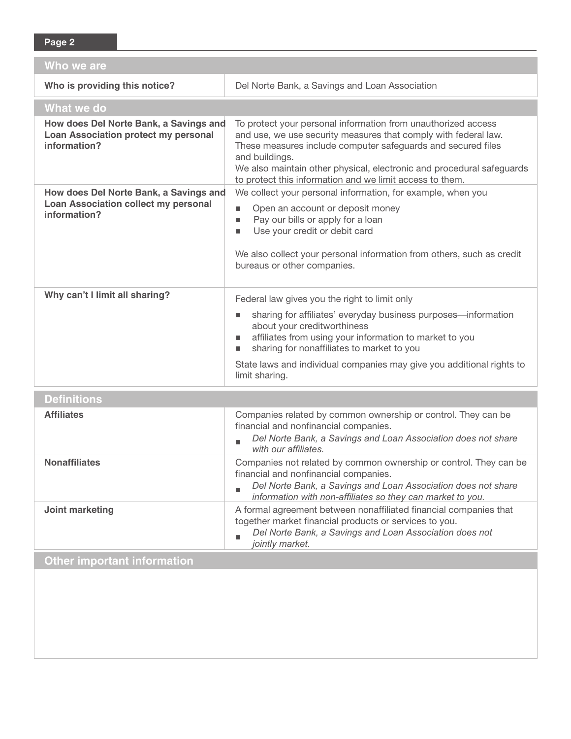## Who we are

| | |
|---|---|
| **Who is providing this notice?** | Del Norte Bank, a Savings and Loan Association |

## What we do

| | |
|---|---|
| **How does Del Norte Bank, a Savings and Loan Association protect my personal information?** | To protect your personal information from unauthorized access and use, we use security measures that comply with federal law. These measures include computer safeguards and secured files and buildings.<br>We also maintain other physical, electronic and procedural safeguards to protect this information and we limit access to them. |
| **How does Del Norte Bank, a Savings and Loan Association collect my personal information?** | We collect your personal information, for example, when you<br>■ Open an account or deposit money<br>■ Pay our bills or apply for a loan<br>■ Use your credit or debit card<br><br>We also collect your personal information from others, such as credit bureaus or other companies. |
| **Why can't I limit all sharing?** | Federal law gives you the right to limit only<br>■ sharing for affiliates' everyday business purposes—information about your creditworthiness<br>■ affiliates from using your information to market to you<br>■ sharing for nonaffiliates to market to you<br><br>State laws and individual companies may give you additional rights to limit sharing. |

## Definitions

| | |
|---|---|
| **Affiliates** | Companies related by common ownership or control. They can be financial and nonfinancial companies.<br>■ *Del Norte Bank, a Savings and Loan Association does not share with our affiliates.* |
| **Nonaffiliates** | Companies not related by common ownership or control. They can be financial and nonfinancial companies.<br>■ *Del Norte Bank, a Savings and Loan Association does not share information with non-affiliates so they can market to you.* |
| **Joint marketing** | A formal agreement between nonaffiliated financial companies that together market financial products or services to you.<br>■ *Del Norte Bank, a Savings and Loan Association does not jointly market.* |

## Other important information